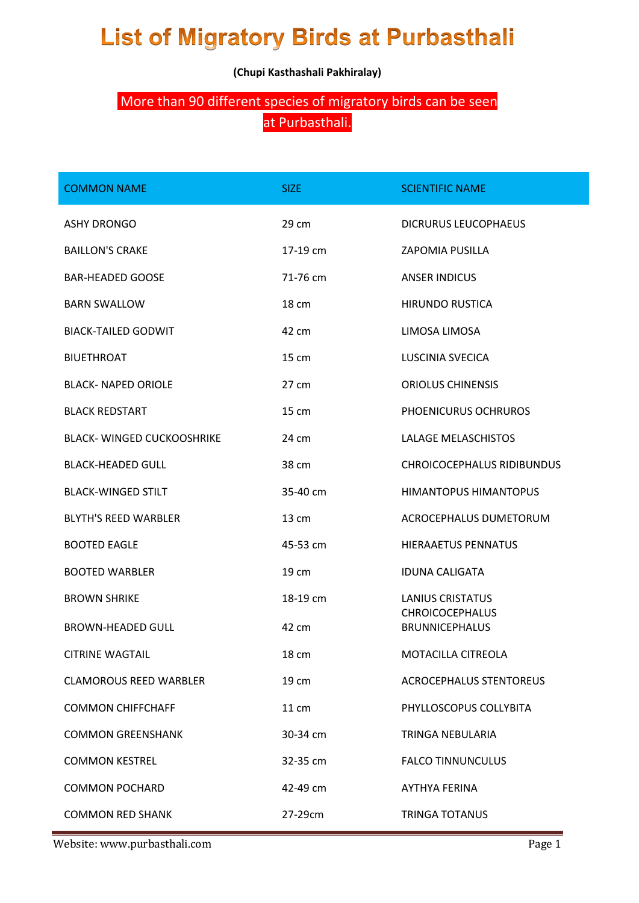# List of Migratory Birds at Purbasthali

**(Chupi Kasthashali Pakhiralay)**

More than 90 different species of migratory birds can be seen at Purbasthali.

| COMMON NAME | SIZE | SCIENTIFIC NAME |
|---|---|---|
| ASHY DRONGO | 29 cm | DICRURUS LEUCOPHAEUS |
| BAILLON'S CRAKE | 17-19 cm | ZAPOMIA PUSILLA |
| BAR-HEADED GOOSE | 71-76 cm | ANSER INDICUS |
| BARN SWALLOW | 18 cm | HIRUNDO RUSTICA |
| BIACK-TAILED GODWIT | 42 cm | LIMOSA LIMOSA |
| BIUETHROAT | 15 cm | LUSCINIA SVECICA |
| BLACK- NAPED ORIOLE | 27 cm | ORIOLUS CHINENSIS |
| BLACK REDSTART | 15 cm | PHOENICURUS OCHRUROS |
| BLACK- WINGED CUCKOOSHRIKE | 24 cm | LALAGE MELASCHISTOS |
| BLACK-HEADED GULL | 38 cm | CHROICOCEPHALUS RIDIBUNDUS |
| BLACK-WINGED STILT | 35-40 cm | HIMANTOPUS HIMANTOPUS |
| BLYTH'S REED WARBLER | 13 cm | ACROCEPHALUS DUMETORUM |
| BOOTED EAGLE | 45-53 cm | HIERAAETUS PENNATUS |
| BOOTED WARBLER | 19 cm | IDUNA CALIGATA |
| BROWN SHRIKE | 18-19 cm | LANIUS CRISTATUS |
| BROWN-HEADED GULL | 42 cm | CHROICOCEPHALUS BRUNNICEPHALUS |
| CITRINE WAGTAIL | 18 cm | MOTACILLA CITREOLA |
| CLAMOROUS REED WARBLER | 19 cm | ACROCEPHALUS STENTOREUS |
| COMMON CHIFFCHAFF | 11 cm | PHYLLOSCOPUS COLLYBITA |
| COMMON GREENSHANK | 30-34 cm | TRINGA NEBULARIA |
| COMMON KESTREL | 32-35 cm | FALCO TINNUNCULUS |
| COMMON POCHARD | 42-49 cm | AYTHYA FERINA |
| COMMON RED SHANK | 27-29cm | TRINGA TOTANUS |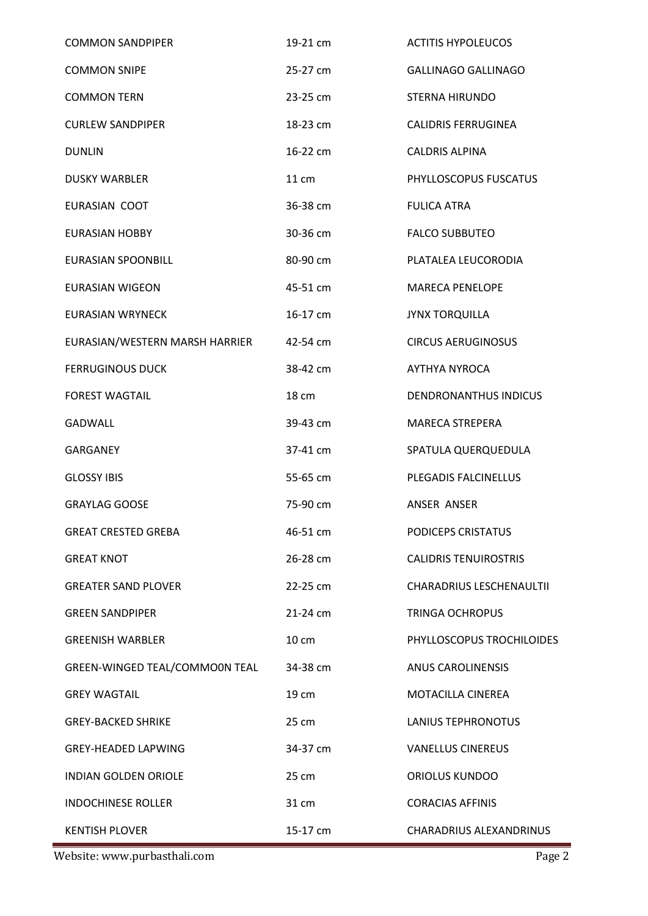| | | |
|---|---|---|
| COMMON SANDPIPER | 19-21 cm | ACTITIS HYPOLEUCOS |
| COMMON SNIPE | 25-27 cm | GALLINAGO GALLINAGO |
| COMMON TERN | 23-25 cm | STERNA HIRUNDO |
| CURLEW SANDPIPER | 18-23 cm | CALIDRIS FERRUGINEA |
| DUNLIN | 16-22 cm | CALDRIS ALPINA |
| DUSKY WARBLER | 11 cm | PHYLLOSCOPUS FUSCATUS |
| EURASIAN COOT | 36-38 cm | FULICA ATRA |
| EURASIAN HOBBY | 30-36 cm | FALCO SUBBUTEO |
| EURASIAN SPOONBILL | 80-90 cm | PLATALEA LEUCORODIA |
| EURASIAN WIGEON | 45-51 cm | MARECA PENELOPE |
| EURASIAN WRYNECK | 16-17 cm | JYNX TORQUILLA |
| EURASIAN/WESTERN MARSH HARRIER | 42-54 cm | CIRCUS AERUGINOSUS |
| FERRUGINOUS DUCK | 38-42 cm | AYTHYA NYROCA |
| FOREST WAGTAIL | 18 cm | DENDRONANTHUS INDICUS |
| GADWALL | 39-43 cm | MARECA STREPERA |
| GARGANEY | 37-41 cm | SPATULA QUERQUEDULA |
| GLOSSY IBIS | 55-65 cm | PLEGADIS FALCINELLUS |
| GRAYLAG GOOSE | 75-90 cm | ANSER ANSER |
| GREAT CRESTED GREBA | 46-51 cm | PODICEPS CRISTATUS |
| GREAT KNOT | 26-28 cm | CALIDRIS TENUIROSTRIS |
| GREATER SAND PLOVER | 22-25 cm | CHARADRIUS LESCHENAULTII |
| GREEN SANDPIPER | 21-24 cm | TRINGA OCHROPUS |
| GREENISH WARBLER | 10 cm | PHYLLOSCOPUS TROCHILOIDES |
| GREEN-WINGED TEAL/COMMO0N TEAL | 34-38 cm | ANUS CAROLINENSIS |
| GREY WAGTAIL | 19 cm | MOTACILLA CINEREA |
| GREY-BACKED SHRIKE | 25 cm | LANIUS TEPHRONOTUS |
| GREY-HEADED LAPWING | 34-37 cm | VANELLUS CINEREUS |
| INDIAN GOLDEN ORIOLE | 25 cm | ORIOLUS KUNDOO |
| INDOCHINESE ROLLER | 31 cm | CORACIAS AFFINIS |
| KENTISH PLOVER | 15-17 cm | CHARADRIUS ALEXANDRINUS |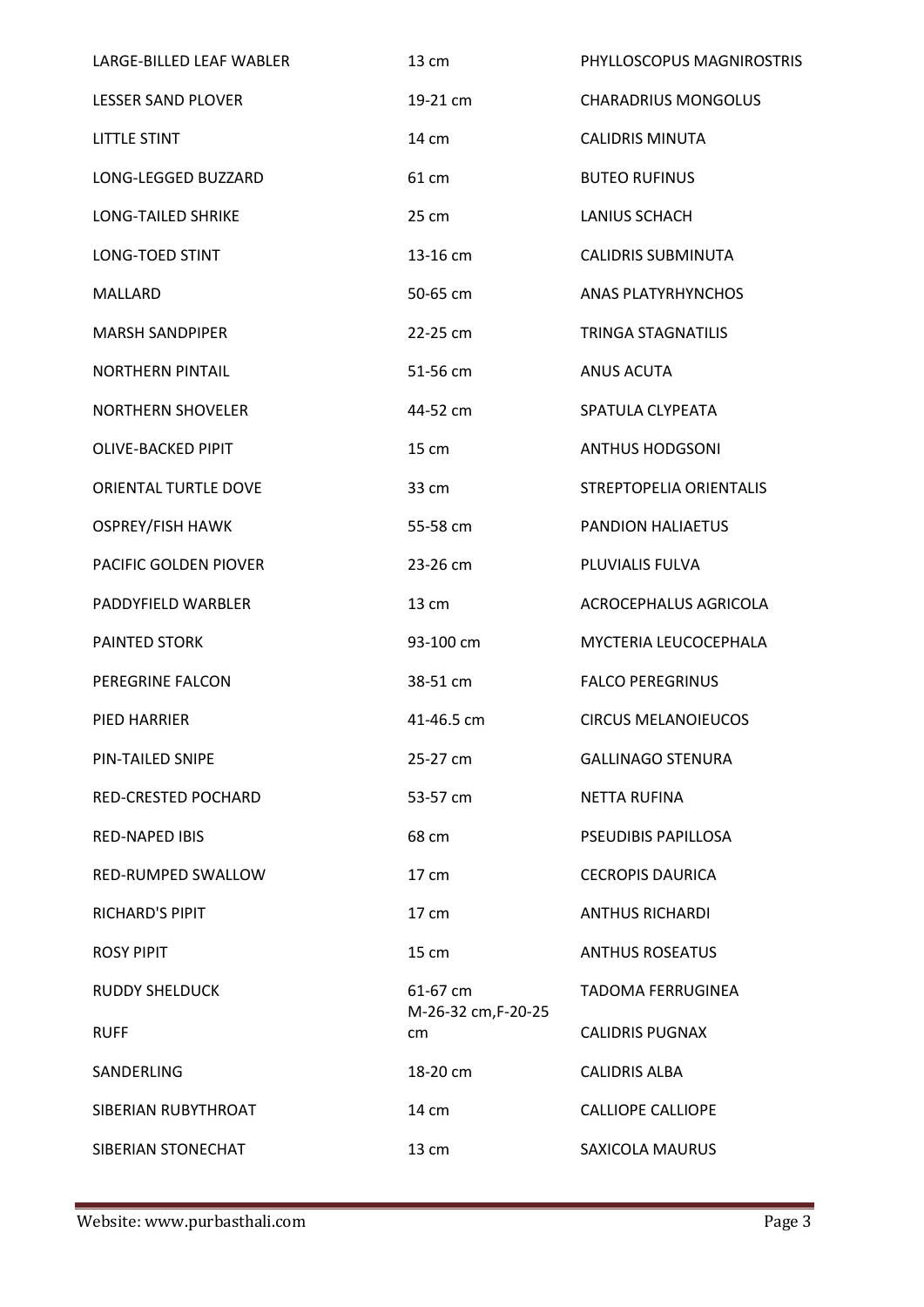| | | |
|---|---|---|
| LARGE-BILLED LEAF WABLER | 13 cm | PHYLLOSCOPUS MAGNIROSTRIS |
| LESSER SAND PLOVER | 19-21 cm | CHARADRIUS MONGOLUS |
| LITTLE STINT | 14 cm | CALIDRIS MINUTA |
| LONG-LEGGED BUZZARD | 61 cm | BUTEO RUFINUS |
| LONG-TAILED SHRIKE | 25 cm | LANIUS SCHACH |
| LONG-TOED STINT | 13-16 cm | CALIDRIS SUBMINUTA |
| MALLARD | 50-65 cm | ANAS PLATYRHYNCHOS |
| MARSH SANDPIPER | 22-25 cm | TRINGA STAGNATILIS |
| NORTHERN PINTAIL | 51-56 cm | ANUS ACUTA |
| NORTHERN SHOVELER | 44-52 cm | SPATULA CLYPEATA |
| OLIVE-BACKED PIPIT | 15 cm | ANTHUS HODGSONI |
| ORIENTAL TURTLE DOVE | 33 cm | STREPTOPELIA ORIENTALIS |
| OSPREY/FISH HAWK | 55-58 cm | PANDION HALIAETUS |
| PACIFIC GOLDEN PIOVER | 23-26 cm | PLUVIALIS FULVA |
| PADDYFIELD WARBLER | 13 cm | ACROCEPHALUS AGRICOLA |
| PAINTED STORK | 93-100 cm | MYCTERIA LEUCOCEPHALA |
| PEREGRINE FALCON | 38-51 cm | FALCO PEREGRINUS |
| PIED HARRIER | 41-46.5 cm | CIRCUS MELANOIEUCOS |
| PIN-TAILED SNIPE | 25-27 cm | GALLINAGO STENURA |
| RED-CRESTED POCHARD | 53-57 cm | NETTA RUFINA |
| RED-NAPED IBIS | 68 cm | PSEUDIBIS PAPILLOSA |
| RED-RUMPED SWALLOW | 17 cm | CECROPIS DAURICA |
| RICHARD'S PIPIT | 17 cm | ANTHUS RICHARDI |
| ROSY PIPIT | 15 cm | ANTHUS ROSEATUS |
| RUDDY SHELDUCK | 61-67 cm | TADOMA FERRUGINEA |
| RUFF | M-26-32 cm,F-20-25 cm | CALIDRIS PUGNAX |
| SANDERLING | 18-20 cm | CALIDRIS ALBA |
| SIBERIAN RUBYTHROAT | 14 cm | CALLIOPE CALLIOPE |
| SIBERIAN STONECHAT | 13 cm | SAXICOLA MAURUS |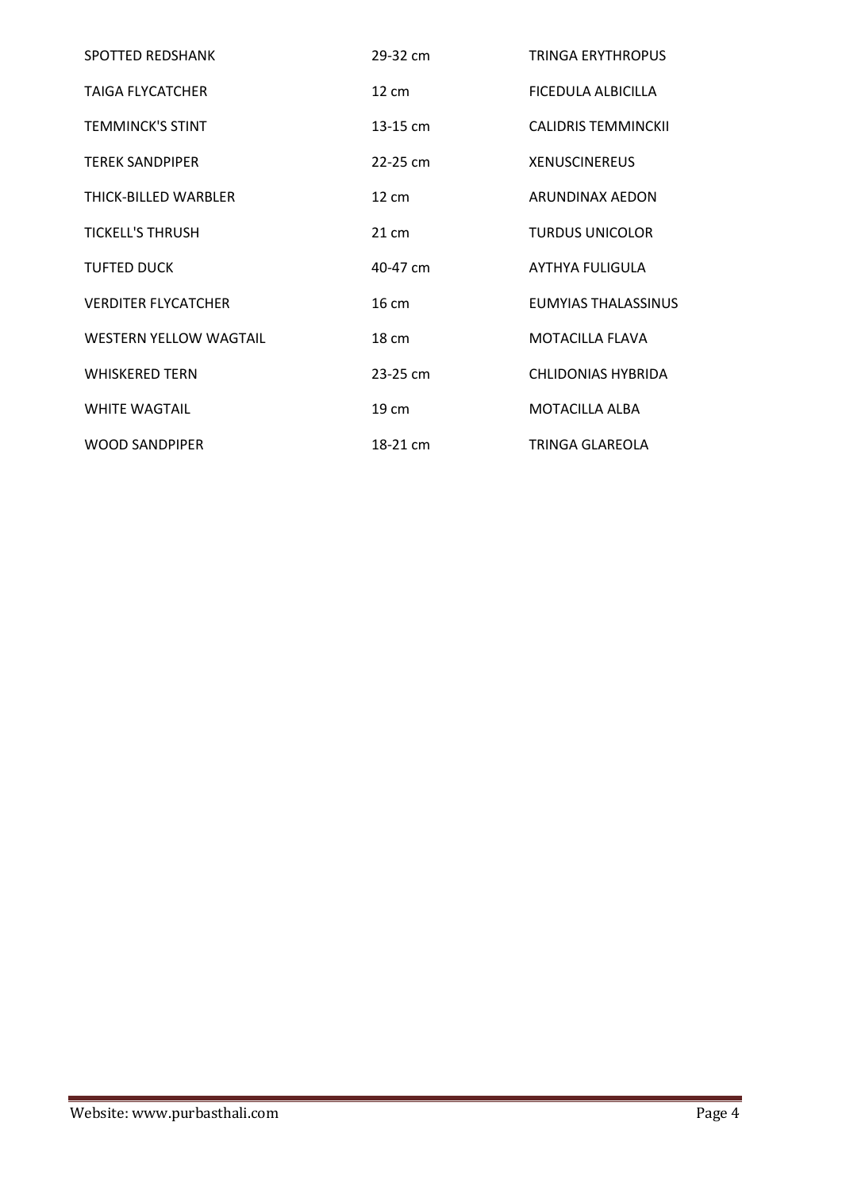| | | |
|---|---|---|
| SPOTTED REDSHANK | 29-32 cm | TRINGA ERYTHROPUS |
| TAIGA FLYCATCHER | 12 cm | FICEDULA ALBICILLA |
| TEMMINCK'S STINT | 13-15 cm | CALIDRIS TEMMINCKII |
| TEREK SANDPIPER | 22-25 cm | XENUSCINEREUS |
| THICK-BILLED WARBLER | 12 cm | ARUNDINAX AEDON |
| TICKELL'S THRUSH | 21 cm | TURDUS UNICOLOR |
| TUFTED DUCK | 40-47 cm | AYTHYA FULIGULA |
| VERDITER FLYCATCHER | 16 cm | EUMYIAS THALASSINUS |
| WESTERN YELLOW WAGTAIL | 18 cm | MOTACILLA FLAVA |
| WHISKERED TERN | 23-25 cm | CHLIDONIAS HYBRIDA |
| WHITE WAGTAIL | 19 cm | MOTACILLA ALBA |
| WOOD SANDPIPER | 18-21 cm | TRINGA GLAREOLA |